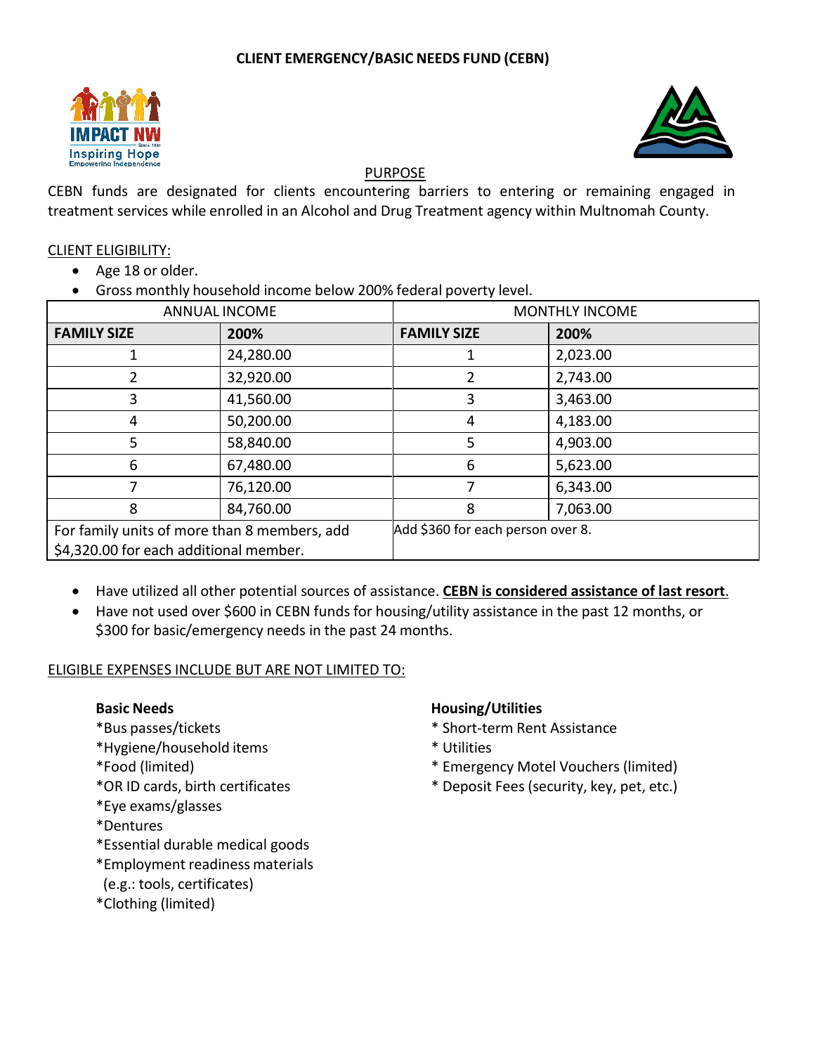# CLIENT EMERGENCY/BASIC NEEDS FUND (CEBN)

IMPACT NW
Inspiring Hope
Empowering Independence

## PURPOSE

CEBN funds are designated for clients encountering barriers to entering or remaining engaged in treatment services while enrolled in an Alcohol and Drug Treatment agency within Multnomah County.

## CLIENT ELIGIBILITY:

- Age 18 or older.
- Gross monthly household income below 200% federal poverty level.

| ANNUAL INCOME | | MONTHLY INCOME | |
|---|---|---|---|
| **FAMILY SIZE** | **200%** | **FAMILY SIZE** | **200%** |
| 1 | 24,280.00 | 1 | 2,023.00 |
| 2 | 32,920.00 | 2 | 2,743.00 |
| 3 | 41,560.00 | 3 | 3,463.00 |
| 4 | 50,200.00 | 4 | 4,183.00 |
| 5 | 58,840.00 | 5 | 4,903.00 |
| 6 | 67,480.00 | 6 | 5,623.00 |
| 7 | 76,120.00 | 7 | 6,343.00 |
| 8 | 84,760.00 | 8 | 7,063.00 |
| For family units of more than 8 members, add $4,320.00 for each additional member. | | Add $360 for each person over 8. | |

- Have utilized all other potential sources of assistance. **CEBN is considered assistance of last resort**.
- Have not used over $600 in CEBN funds for housing/utility assistance in the past 12 months, or $300 for basic/emergency needs in the past 24 months.

## ELIGIBLE EXPENSES INCLUDE BUT ARE NOT LIMITED TO:

**Basic Needs**

*Bus passes/tickets
*Hygiene/household items
*Food (limited)
*OR ID cards, birth certificates
*Eye exams/glasses
*Dentures
*Essential durable medical goods
*Employment readiness materials
(e.g.: tools, certificates)
*Clothing (limited)

**Housing/Utilities**

* Short-term Rent Assistance
* Utilities
* Emergency Motel Vouchers (limited)
* Deposit Fees (security, key, pet, etc.)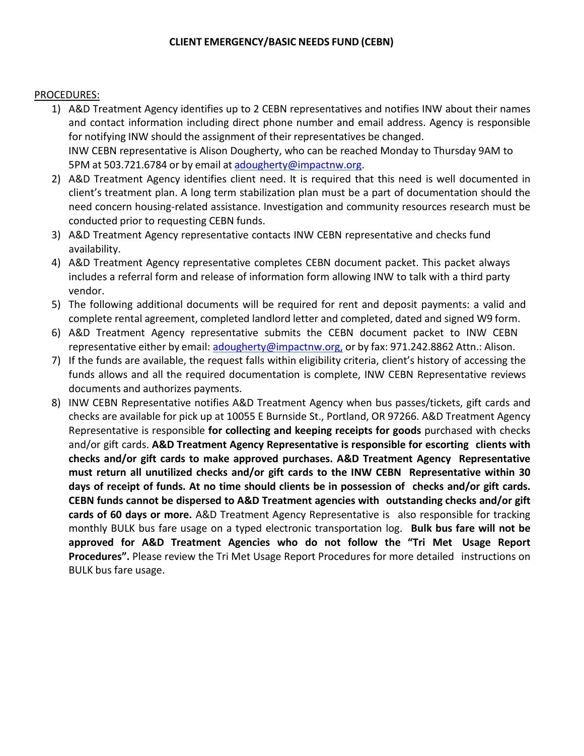**CLIENT EMERGENCY/BASIC NEEDS FUND (CEBN)**

PROCEDURES:

1) A&D Treatment Agency identifies up to 2 CEBN representatives and notifies INW about their names and contact information including direct phone number and email address. Agency is responsible for notifying INW should the assignment of their representatives be changed.
   INW CEBN representative is Alison Dougherty, who can be reached Monday to Thursday 9AM to 5PM at 503.721.6784 or by email at adougherty@impactnw.org.
2) A&D Treatment Agency identifies client need. It is required that this need is well documented in client's treatment plan. A long term stabilization plan must be a part of documentation should the need concern housing-related assistance. Investigation and community resources research must be conducted prior to requesting CEBN funds.
3) A&D Treatment Agency representative contacts INW CEBN representative and checks fund availability.
4) A&D Treatment Agency representative completes CEBN document packet. This packet always includes a referral form and release of information form allowing INW to talk with a third party vendor.
5) The following additional documents will be required for rent and deposit payments: a valid and complete rental agreement, completed landlord letter and completed, dated and signed W9 form.
6) A&D Treatment Agency representative submits the CEBN document packet to INW CEBN representative either by email: adougherty@impactnw.org, or by fax: 971.242.8862 Attn.: Alison.
7) If the funds are available, the request falls within eligibility criteria, client's history of accessing the funds allows and all the required documentation is complete, INW CEBN Representative reviews documents and authorizes payments.
8) INW CEBN Representative notifies A&D Treatment Agency when bus passes/tickets, gift cards and checks are available for pick up at 10055 E Burnside St., Portland, OR 97266. A&D Treatment Agency Representative is responsible **for collecting and keeping receipts for goods** purchased with checks and/or gift cards. **A&D Treatment Agency Representative is responsible for escorting clients with checks and/or gift cards to make approved purchases. A&D Treatment Agency Representative must return all unutilized checks and/or gift cards to the INW CEBN Representative within 30 days of receipt of funds. At no time should clients be in possession of checks and/or gift cards. CEBN funds cannot be dispersed to A&D Treatment agencies with outstanding checks and/or gift cards of 60 days or more.** A&D Treatment Agency Representative is also responsible for tracking monthly BULK bus fare usage on a typed electronic transportation log. **Bulk bus fare will not be approved for A&D Treatment Agencies who do not follow the "Tri Met Usage Report Procedures".** Please review the Tri Met Usage Report Procedures for more detailed instructions on BULK bus fare usage.